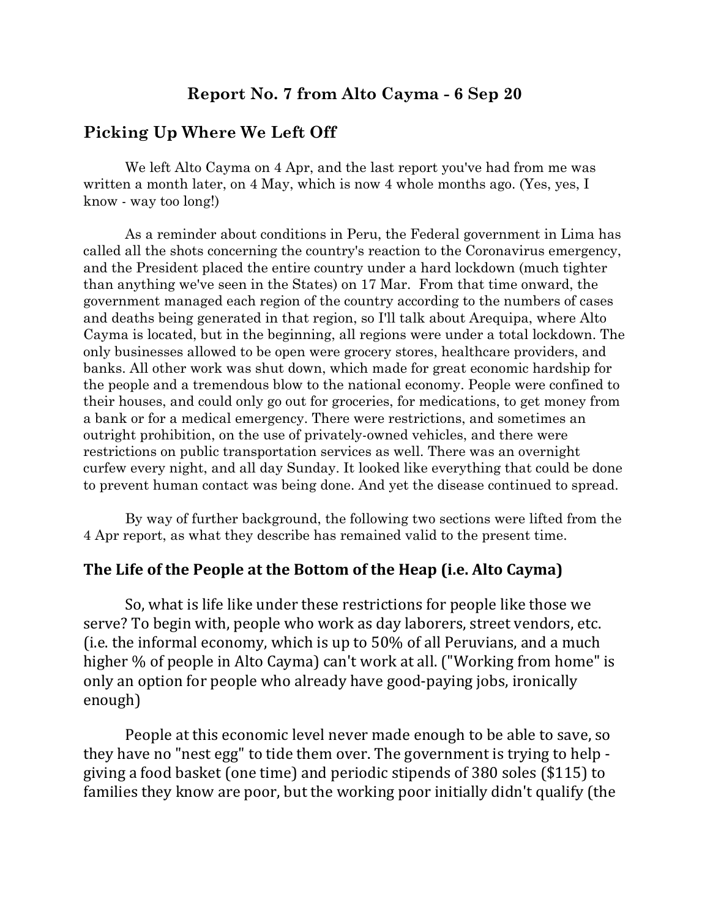# Report No. 7 from Alto Cayma - 6 Sep 20

## Picking Up Where We Left Off

We left Alto Cayma on 4 Apr, and the last report you've had from me was written a month later, on 4 May, which is now 4 whole months ago. (Yes, yes, I know - way too long!)

As a reminder about conditions in Peru, the Federal government in Lima has called all the shots concerning the country's reaction to the Coronavirus emergency, and the President placed the entire country under a hard lockdown (much tighter than anything we've seen in the States) on 17 Mar. From that time onward, the government managed each region of the country according to the numbers of cases and deaths being generated in that region, so I'll talk about Arequipa, where Alto Cayma is located, but in the beginning, all regions were under a total lockdown. The only businesses allowed to be open were grocery stores, healthcare providers, and banks. All other work was shut down, which made for great economic hardship for the people and a tremendous blow to the national economy. People were confined to their houses, and could only go out for groceries, for medications, to get money from a bank or for a medical emergency. There were restrictions, and sometimes an outright prohibition, on the use of privately-owned vehicles, and there were restrictions on public transportation services as well. There was an overnight curfew every night, and all day Sunday. It looked like everything that could be done to prevent human contact was being done. And yet the disease continued to spread.

By way of further background, the following two sections were lifted from the 4 Apr report, as what they describe has remained valid to the present time.

## The Life of the People at the Bottom of the Heap (i.e. Alto Cayma)

So, what is life like under these restrictions for people like those we serve? To begin with, people who work as day laborers, street vendors, etc. (i.e. the informal economy, which is up to 50% of all Peruvians, and a much higher % of people in Alto Cayma) can't work at all. ("Working from home" is only an option for people who already have good-paying jobs, ironically enough)

People at this economic level never made enough to be able to save, so they have no "nest egg" to tide them over. The government is trying to help - giving a food basket (one time) and periodic stipends of 380 soles ($115) to families they know are poor, but the working poor initially didn't qualify (the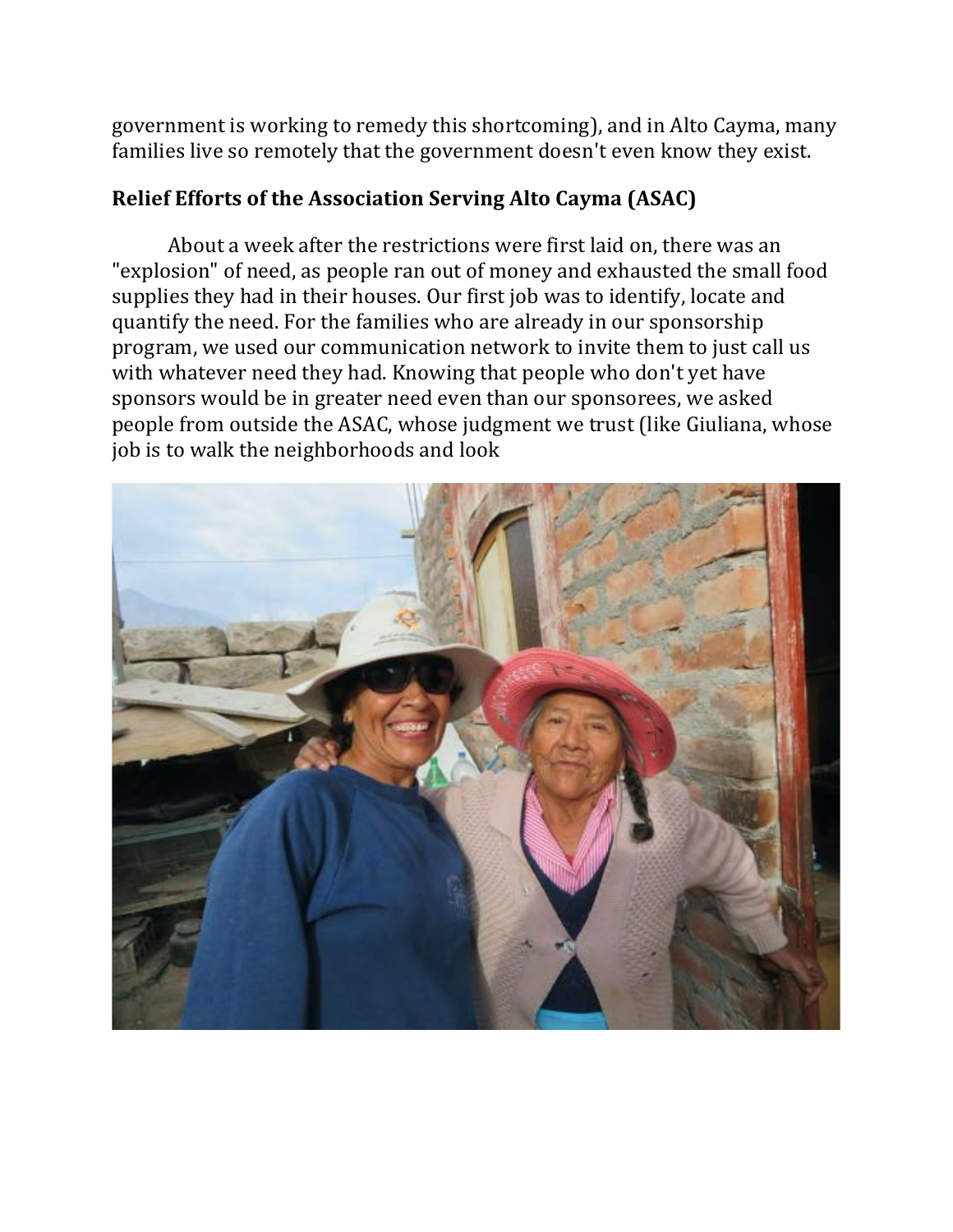government is working to remedy this shortcoming), and in Alto Cayma, many families live so remotely that the government doesn't even know they exist.

## Relief Efforts of the Association Serving Alto Cayma (ASAC)

About a week after the restrictions were first laid on, there was an "explosion" of need, as people ran out of money and exhausted the small food supplies they had in their houses. Our first job was to identify, locate and quantify the need. For the families who are already in our sponsorship program, we used our communication network to invite them to just call us with whatever need they had. Knowing that people who don't yet have sponsors would be in greater need even than our sponsorees, we asked people from outside the ASAC, whose judgment we trust (like Giuliana, whose job is to walk the neighborhoods and look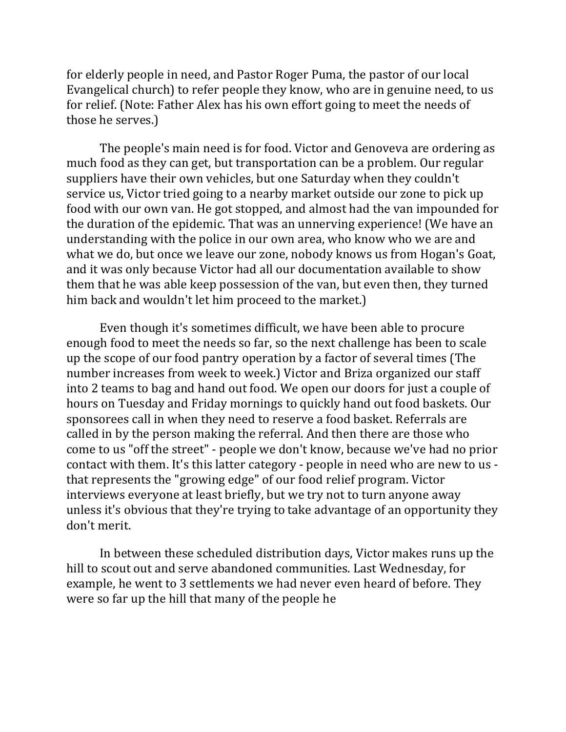for elderly people in need, and Pastor Roger Puma, the pastor of our local Evangelical church) to refer people they know, who are in genuine need, to us for relief. (Note: Father Alex has his own effort going to meet the needs of those he serves.)

The people's main need is for food. Victor and Genoveva are ordering as much food as they can get, but transportation can be a problem. Our regular suppliers have their own vehicles, but one Saturday when they couldn't service us, Victor tried going to a nearby market outside our zone to pick up food with our own van. He got stopped, and almost had the van impounded for the duration of the epidemic. That was an unnerving experience! (We have an understanding with the police in our own area, who know who we are and what we do, but once we leave our zone, nobody knows us from Hogan's Goat, and it was only because Victor had all our documentation available to show them that he was able keep possession of the van, but even then, they turned him back and wouldn't let him proceed to the market.)

Even though it's sometimes difficult, we have been able to procure enough food to meet the needs so far, so the next challenge has been to scale up the scope of our food pantry operation by a factor of several times (The number increases from week to week.) Victor and Briza organized our staff into 2 teams to bag and hand out food. We open our doors for just a couple of hours on Tuesday and Friday mornings to quickly hand out food baskets. Our sponsorees call in when they need to reserve a food basket. Referrals are called in by the person making the referral. And then there are those who come to us "off the street" - people we don't know, because we've had no prior contact with them. It's this latter category - people in need who are new to us - that represents the "growing edge" of our food relief program. Victor interviews everyone at least briefly, but we try not to turn anyone away unless it's obvious that they're trying to take advantage of an opportunity they don't merit.

In between these scheduled distribution days, Victor makes runs up the hill to scout out and serve abandoned communities. Last Wednesday, for example, he went to 3 settlements we had never even heard of before. They were so far up the hill that many of the people he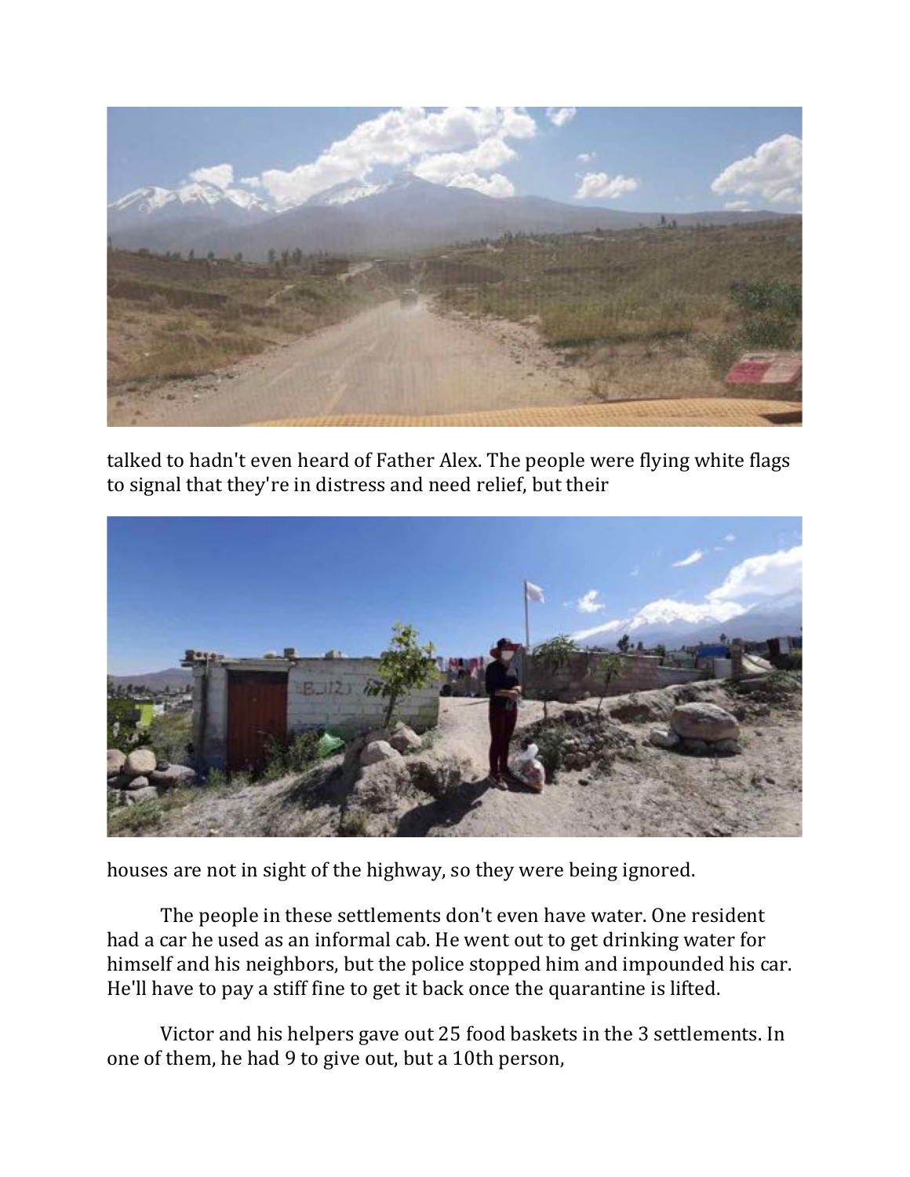talked to hadn't even heard of Father Alex. The people were flying white flags to signal that they're in distress and need relief, but their

houses are not in sight of the highway, so they were being ignored.

The people in these settlements don't even have water. One resident had a car he used as an informal cab. He went out to get drinking water for himself and his neighbors, but the police stopped him and impounded his car. He'll have to pay a stiff fine to get it back once the quarantine is lifted.

Victor and his helpers gave out 25 food baskets in the 3 settlements. In one of them, he had 9 to give out, but a 10th person,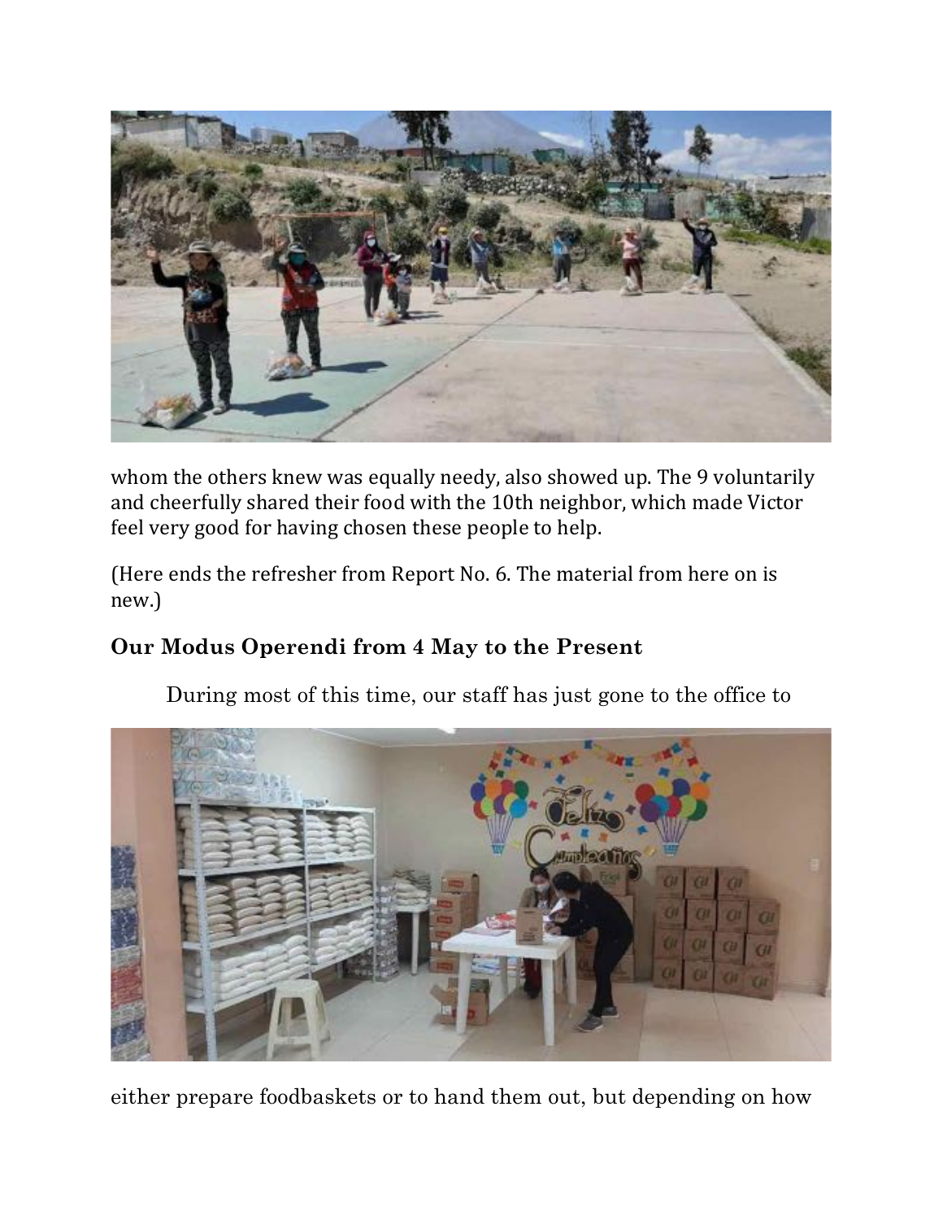whom the others knew was equally needy, also showed up. The 9 voluntarily and cheerfully shared their food with the 10th neighbor, which made Victor feel very good for having chosen these people to help.

(Here ends the refresher from Report No. 6. The material from here on is new.)

## Our Modus Operendi from 4 May to the Present

During most of this time, our staff has just gone to the office to either prepare foodbaskets or to hand them out, but depending on how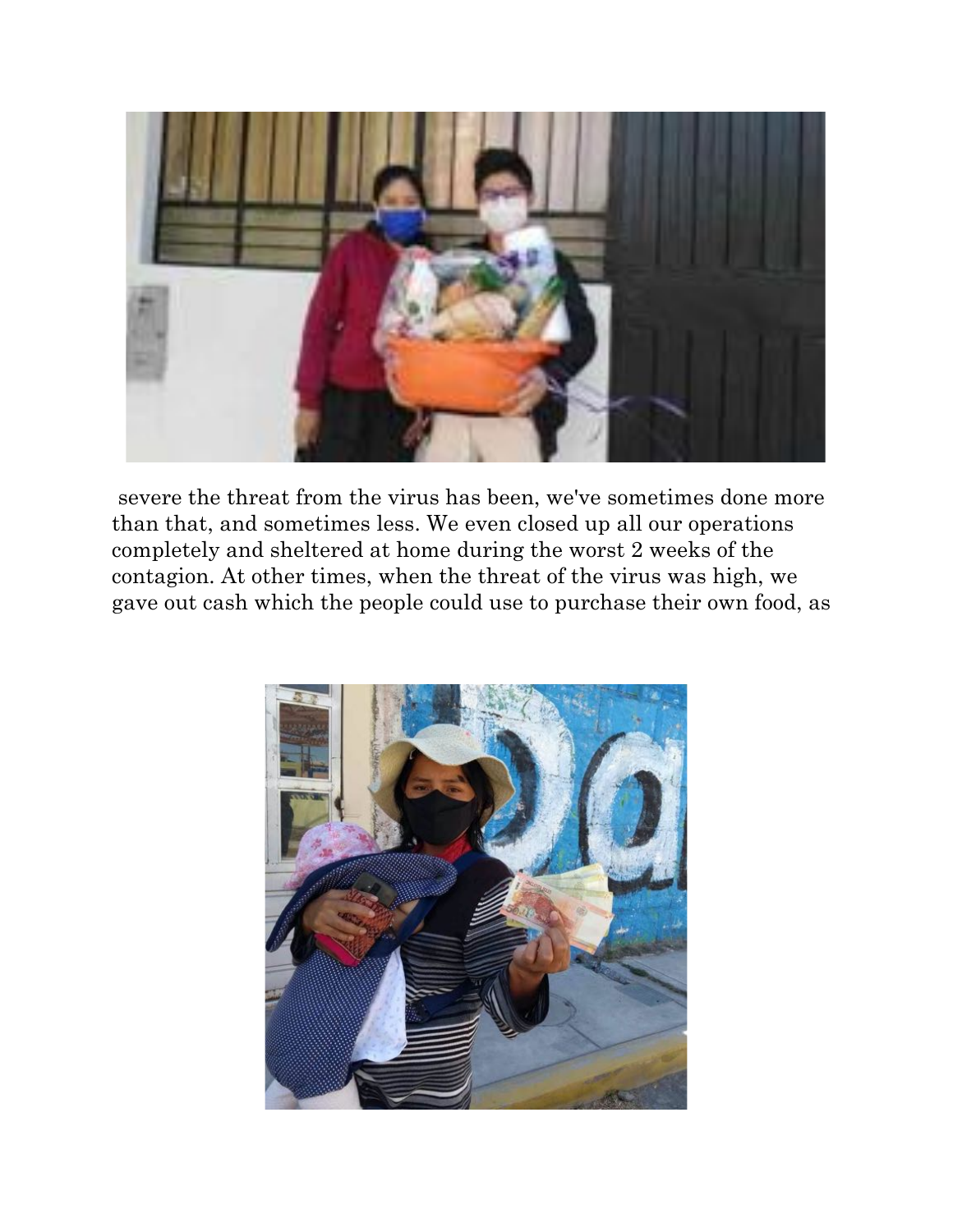severe the threat from the virus has been, we've sometimes done more than that, and sometimes less. We even closed up all our operations completely and sheltered at home during the worst 2 weeks of the contagion. At other times, when the threat of the virus was high, we gave out cash which the people could use to purchase their own food, as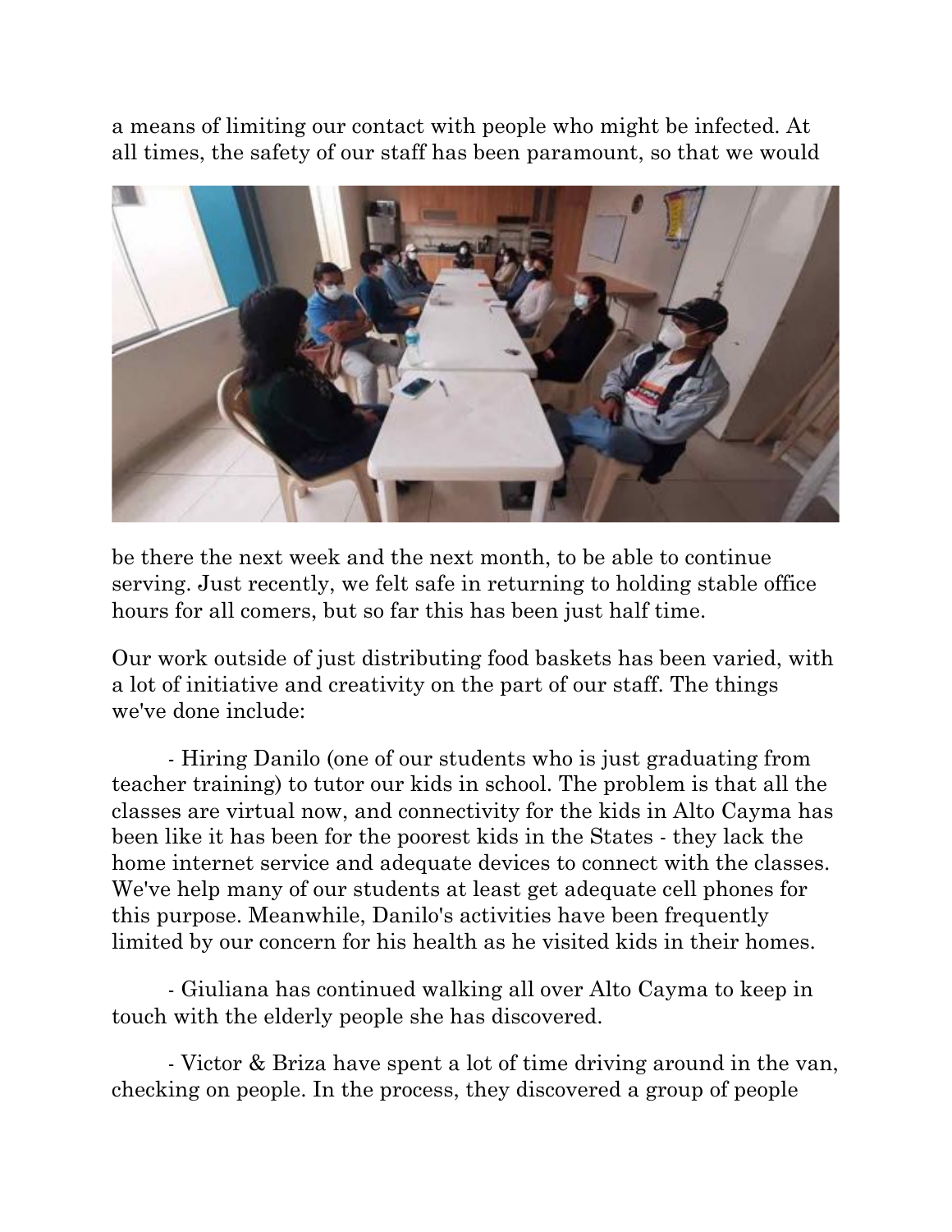a means of limiting our contact with people who might be infected. At all times, the safety of our staff has been paramount, so that we would be there the next week and the next month, to be able to continue serving. Just recently, we felt safe in returning to holding stable office hours for all comers, but so far this has been just half time.

Our work outside of just distributing food baskets has been varied, with a lot of initiative and creativity on the part of our staff. The things we've done include:

- Hiring Danilo (one of our students who is just graduating from teacher training) to tutor our kids in school. The problem is that all the classes are virtual now, and connectivity for the kids in Alto Cayma has been like it has been for the poorest kids in the States - they lack the home internet service and adequate devices to connect with the classes. We've help many of our students at least get adequate cell phones for this purpose. Meanwhile, Danilo's activities have been frequently limited by our concern for his health as he visited kids in their homes.

- Giuliana has continued walking all over Alto Cayma to keep in touch with the elderly people she has discovered.

- Victor & Briza have spent a lot of time driving around in the van, checking on people. In the process, they discovered a group of people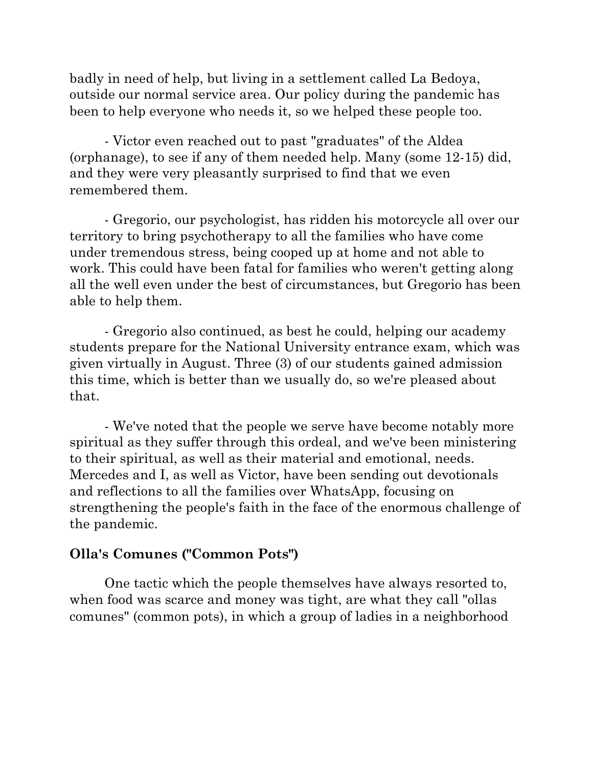badly in need of help, but living in a settlement called La Bedoya, outside our normal service area. Our policy during the pandemic has been to help everyone who needs it, so we helped these people too.

- Victor even reached out to past "graduates" of the Aldea (orphanage), to see if any of them needed help. Many (some 12-15) did, and they were very pleasantly surprised to find that we even remembered them.

- Gregorio, our psychologist, has ridden his motorcycle all over our territory to bring psychotherapy to all the families who have come under tremendous stress, being cooped up at home and not able to work. This could have been fatal for families who weren't getting along all the well even under the best of circumstances, but Gregorio has been able to help them.

- Gregorio also continued, as best he could, helping our academy students prepare for the National University entrance exam, which was given virtually in August. Three (3) of our students gained admission this time, which is better than we usually do, so we're pleased about that.

- We've noted that the people we serve have become notably more spiritual as they suffer through this ordeal, and we've been ministering to their spiritual, as well as their material and emotional, needs. Mercedes and I, as well as Victor, have been sending out devotionals and reflections to all the families over WhatsApp, focusing on strengthening the people's faith in the face of the enormous challenge of the pandemic.

**Olla's Comunes ("Common Pots")**

One tactic which the people themselves have always resorted to, when food was scarce and money was tight, are what they call "ollas comunes" (common pots), in which a group of ladies in a neighborhood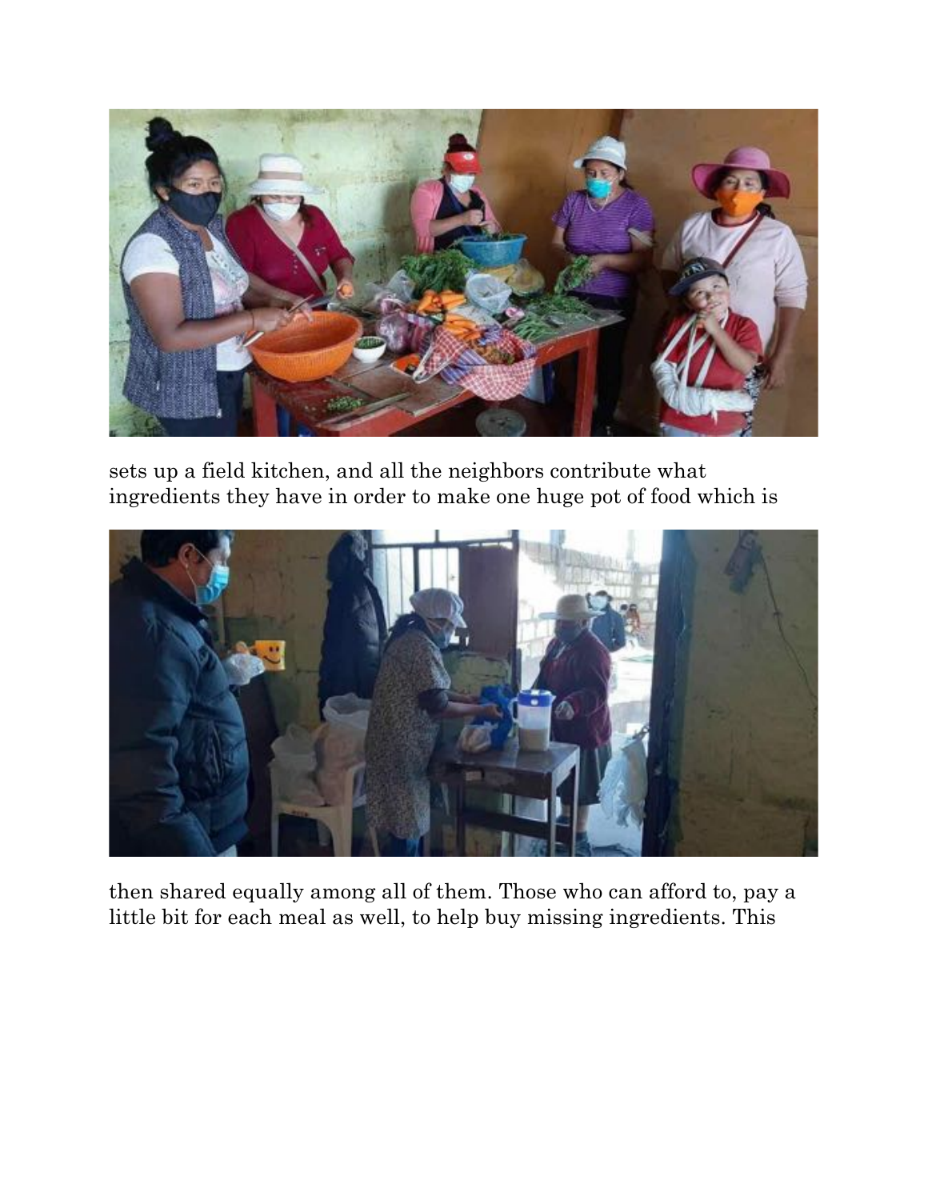sets up a field kitchen, and all the neighbors contribute what ingredients they have in order to make one huge pot of food which is

then shared equally among all of them. Those who can afford to, pay a little bit for each meal as well, to help buy missing ingredients. This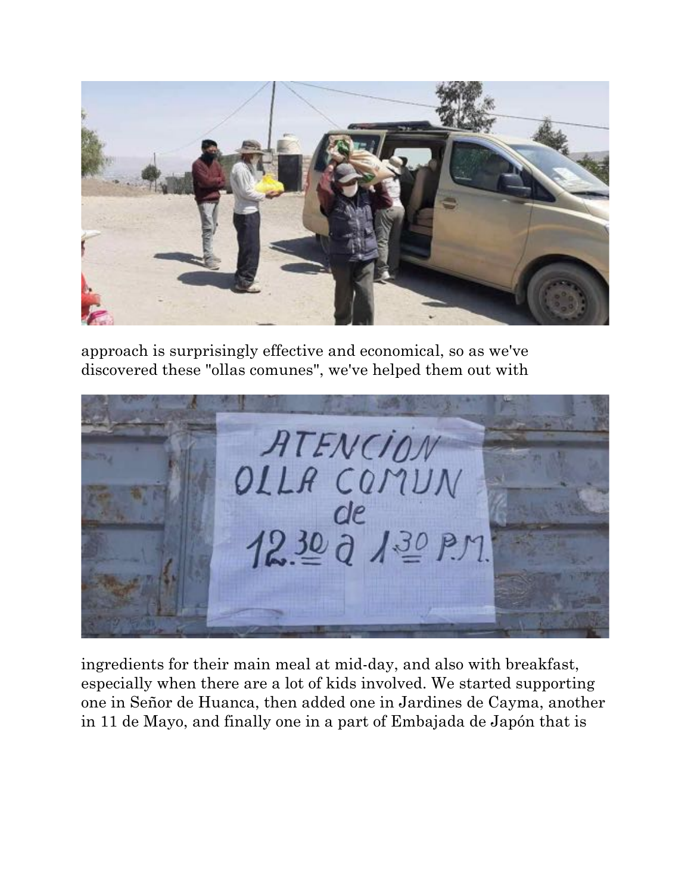approach is surprisingly effective and economical, so as we've discovered these "ollas comunes", we've helped them out with

ingredients for their main meal at mid-day, and also with breakfast, especially when there are a lot of kids involved. We started supporting one in Señor de Huanca, then added one in Jardines de Cayma, another in 11 de Mayo, and finally one in a part of Embajada de Japón that is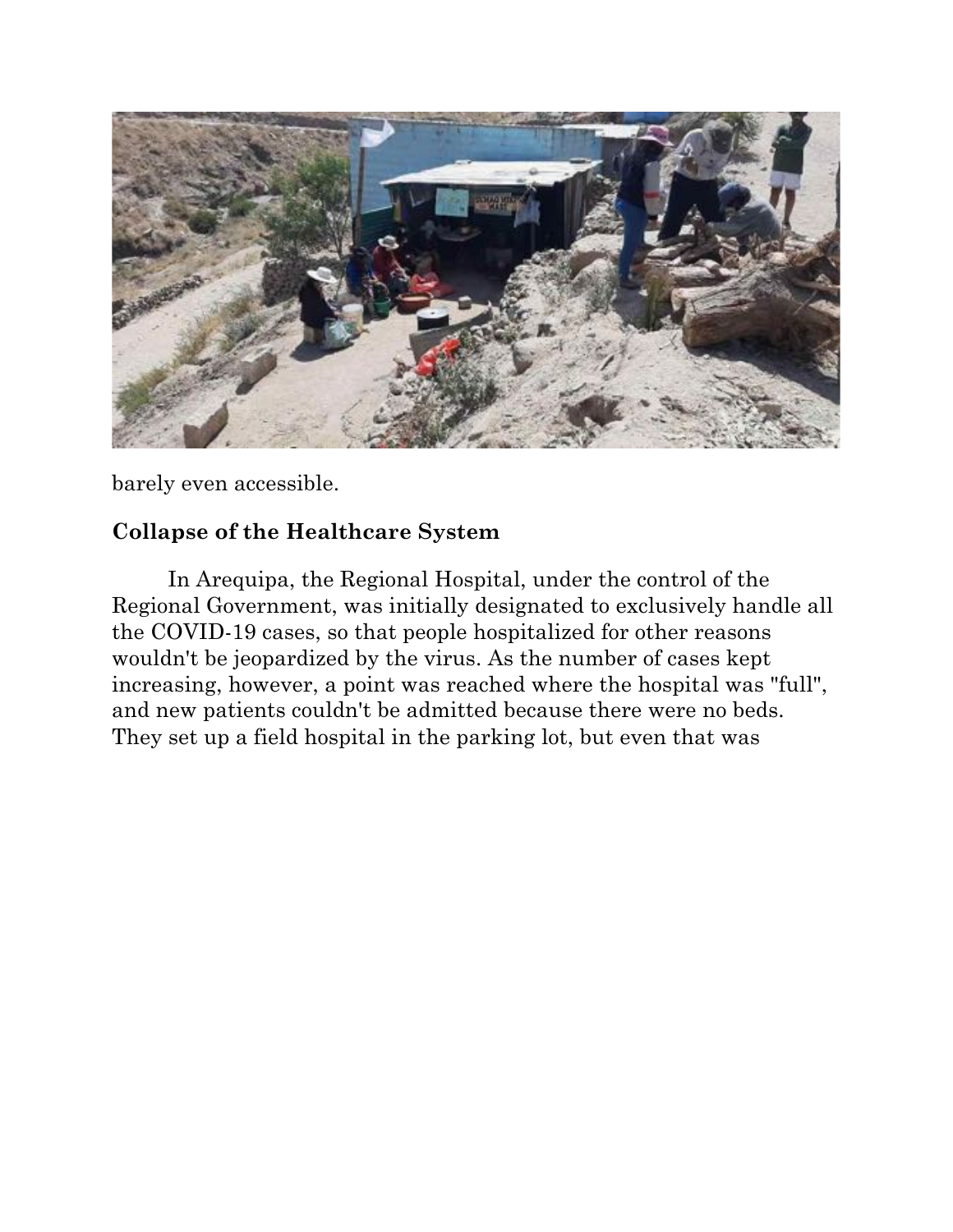barely even accessible.

**Collapse of the Healthcare System**

In Arequipa, the Regional Hospital, under the control of the Regional Government, was initially designated to exclusively handle all the COVID-19 cases, so that people hospitalized for other reasons wouldn't be jeopardized by the virus. As the number of cases kept increasing, however, a point was reached where the hospital was "full", and new patients couldn't be admitted because there were no beds. They set up a field hospital in the parking lot, but even that was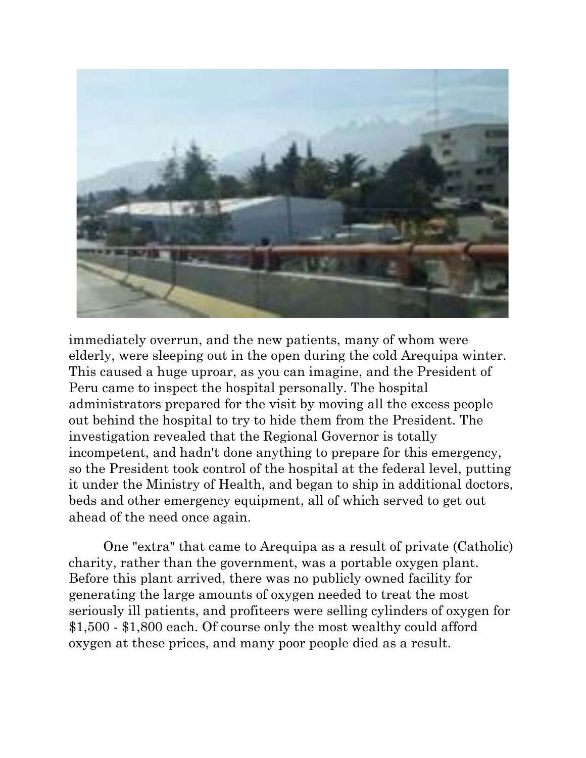immediately overrun, and the new patients, many of whom were elderly, were sleeping out in the open during the cold Arequipa winter. This caused a huge uproar, as you can imagine, and the President of Peru came to inspect the hospital personally. The hospital administrators prepared for the visit by moving all the excess people out behind the hospital to try to hide them from the President. The investigation revealed that the Regional Governor is totally incompetent, and hadn't done anything to prepare for this emergency, so the President took control of the hospital at the federal level, putting it under the Ministry of Health, and began to ship in additional doctors, beds and other emergency equipment, all of which served to get out ahead of the need once again.

One "extra" that came to Arequipa as a result of private (Catholic) charity, rather than the government, was a portable oxygen plant. Before this plant arrived, there was no publicly owned facility for generating the large amounts of oxygen needed to treat the most seriously ill patients, and profiteers were selling cylinders of oxygen for $1,500 - $1,800 each. Of course only the most wealthy could afford oxygen at these prices, and many poor people died as a result.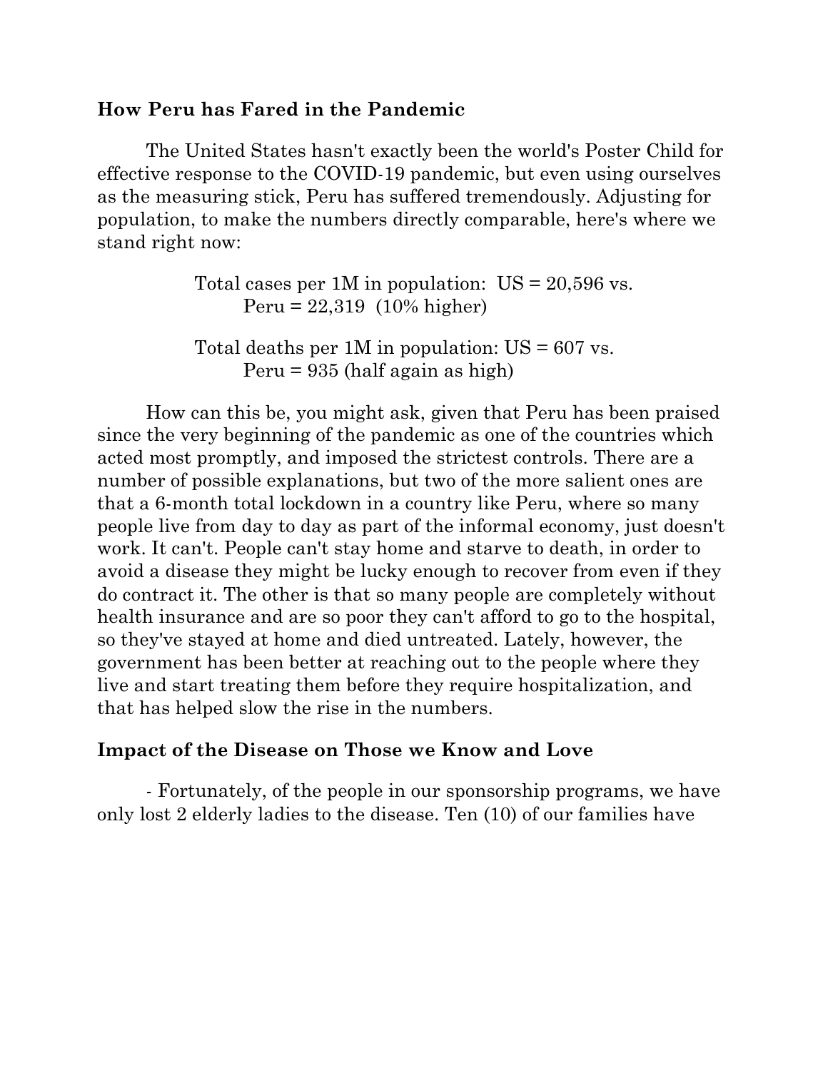## How Peru has Fared in the Pandemic

The United States hasn't exactly been the world's Poster Child for effective response to the COVID-19 pandemic, but even using ourselves as the measuring stick, Peru has suffered tremendously. Adjusting for population, to make the numbers directly comparable, here's where we stand right now:

> Total cases per 1M in population: US = 20,596 vs.
> Peru = 22,319 (10% higher)
>
> Total deaths per 1M in population: US = 607 vs.
> Peru = 935 (half again as high)

How can this be, you might ask, given that Peru has been praised since the very beginning of the pandemic as one of the countries which acted most promptly, and imposed the strictest controls. There are a number of possible explanations, but two of the more salient ones are that a 6-month total lockdown in a country like Peru, where so many people live from day to day as part of the informal economy, just doesn't work. It can't. People can't stay home and starve to death, in order to avoid a disease they might be lucky enough to recover from even if they do contract it. The other is that so many people are completely without health insurance and are so poor they can't afford to go to the hospital, so they've stayed at home and died untreated. Lately, however, the government has been better at reaching out to the people where they live and start treating them before they require hospitalization, and that has helped slow the rise in the numbers.

## Impact of the Disease on Those we Know and Love

- Fortunately, of the people in our sponsorship programs, we have only lost 2 elderly ladies to the disease. Ten (10) of our families have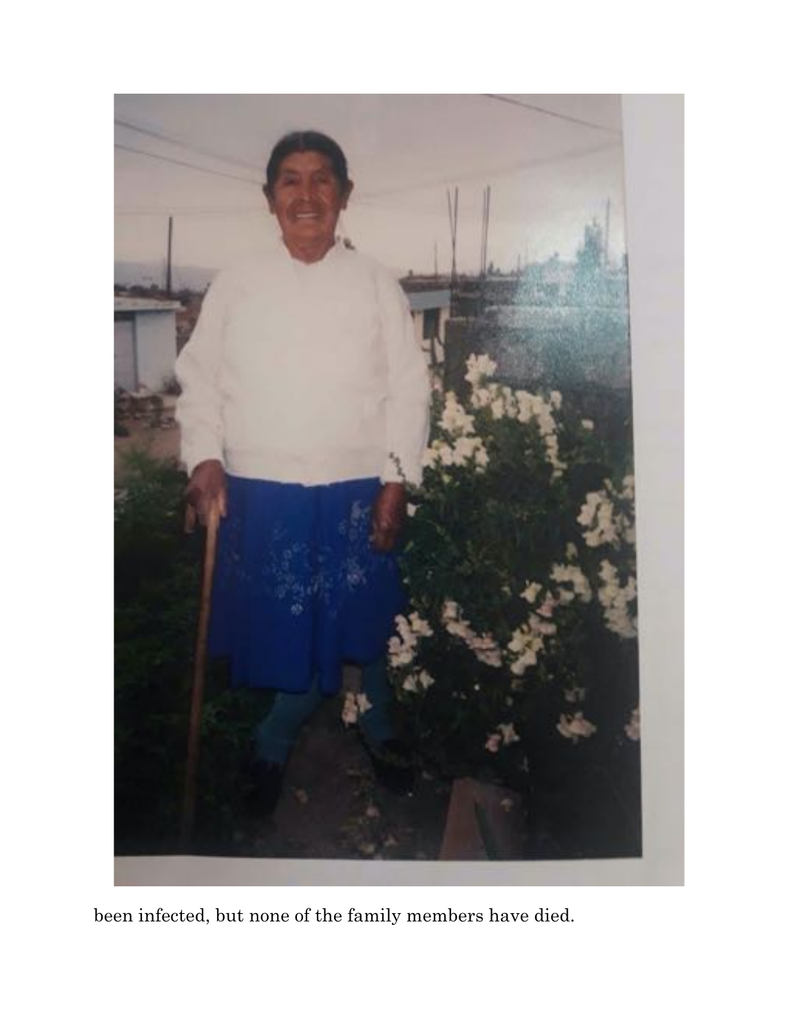been infected, but none of the family members have died.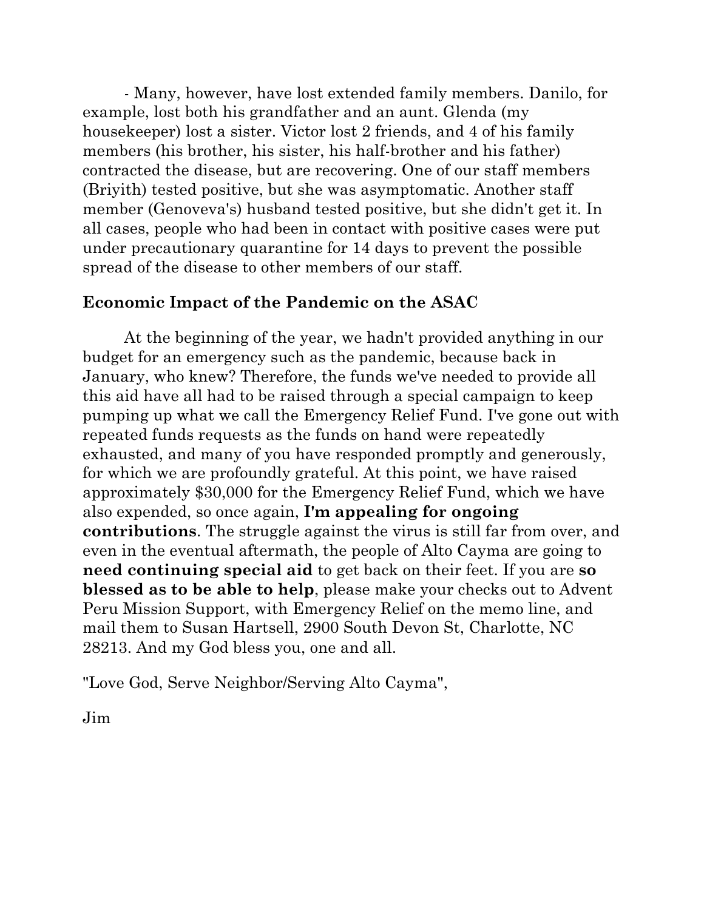- Many, however, have lost extended family members. Danilo, for example, lost both his grandfather and an aunt. Glenda (my housekeeper) lost a sister. Victor lost 2 friends, and 4 of his family members (his brother, his sister, his half-brother and his father) contracted the disease, but are recovering. One of our staff members (Briyith) tested positive, but she was asymptomatic. Another staff member (Genoveva's) husband tested positive, but she didn't get it. In all cases, people who had been in contact with positive cases were put under precautionary quarantine for 14 days to prevent the possible spread of the disease to other members of our staff.

**Economic Impact of the Pandemic on the ASAC**

At the beginning of the year, we hadn't provided anything in our budget for an emergency such as the pandemic, because back in January, who knew? Therefore, the funds we've needed to provide all this aid have all had to be raised through a special campaign to keep pumping up what we call the Emergency Relief Fund. I've gone out with repeated funds requests as the funds on hand were repeatedly exhausted, and many of you have responded promptly and generously, for which we are profoundly grateful. At this point, we have raised approximately $30,000 for the Emergency Relief Fund, which we have also expended, so once again, **I'm appealing for ongoing contributions**. The struggle against the virus is still far from over, and even in the eventual aftermath, the people of Alto Cayma are going to **need continuing special aid** to get back on their feet. If you are **so blessed as to be able to help**, please make your checks out to Advent Peru Mission Support, with Emergency Relief on the memo line, and mail them to Susan Hartsell, 2900 South Devon St, Charlotte, NC 28213. And my God bless you, one and all.

"Love God, Serve Neighbor/Serving Alto Cayma",

Jim